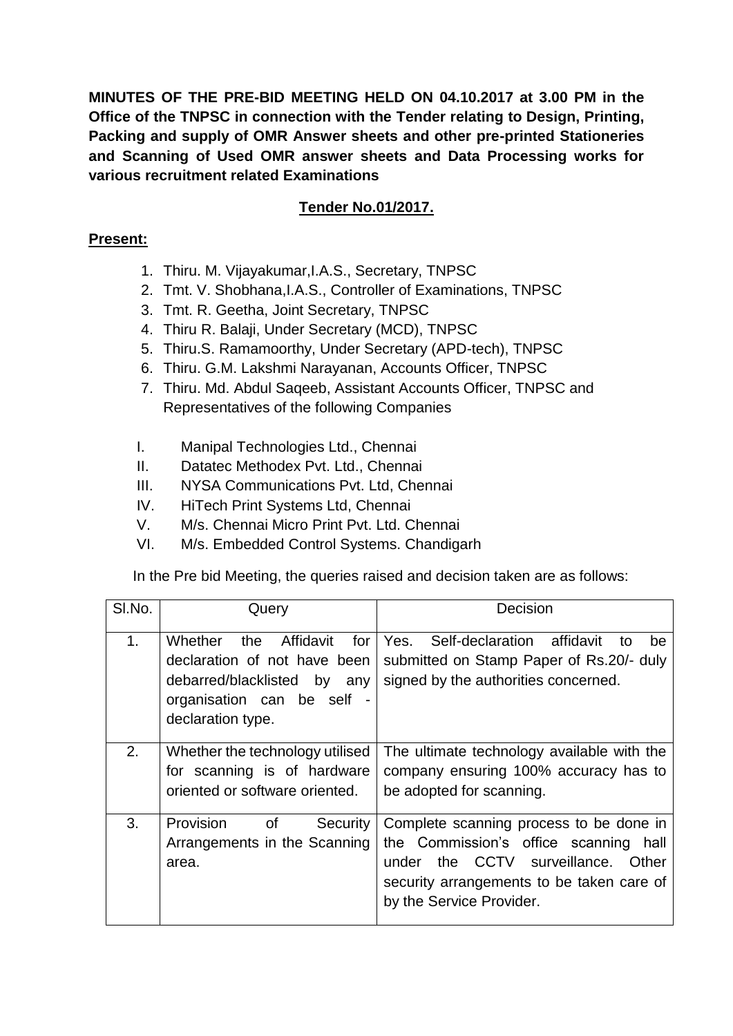**MINUTES OF THE PRE-BID MEETING HELD ON 04.10.2017 at 3.00 PM in the Office of the TNPSC in connection with the Tender relating to Design, Printing, Packing and supply of OMR Answer sheets and other pre-printed Stationeries and Scanning of Used OMR answer sheets and Data Processing works for various recruitment related Examinations**

**Tender No.01/2017.**

**Present:**

1. Thiru. M. Vijayakumar,I.A.S., Secretary, TNPSC
2. Tmt. V. Shobhana,I.A.S., Controller of Examinations, TNPSC
3. Tmt. R. Geetha, Joint Secretary, TNPSC
4. Thiru R. Balaji, Under Secretary (MCD), TNPSC
5. Thiru.S. Ramamoorthy, Under Secretary (APD-tech), TNPSC
6. Thiru. G.M. Lakshmi Narayanan, Accounts Officer, TNPSC
7. Thiru. Md. Abdul Saqeeb, Assistant Accounts Officer, TNPSC and Representatives of the following Companies

I. Manipal Technologies Ltd., Chennai
II. Datatec Methodex Pvt. Ltd., Chennai
III. NYSA Communications Pvt. Ltd, Chennai
IV. HiTech Print Systems Ltd, Chennai
V. M/s. Chennai Micro Print Pvt. Ltd. Chennai
VI. M/s. Embedded Control Systems. Chandigarh

In the Pre bid Meeting, the queries raised and decision taken are as follows:

| Sl.No. | Query | Decision |
|---|---|---|
| 1. | Whether the Affidavit for declaration of not have been debarred/blacklisted by any organisation can be self - declaration type. | Yes. Self-declaration affidavit to be submitted on Stamp Paper of Rs.20/- duly signed by the authorities concerned. |
| 2. | Whether the technology utilised for scanning is of hardware oriented or software oriented. | The ultimate technology available with the company ensuring 100% accuracy has to be adopted for scanning. |
| 3. | Provision of Security Arrangements in the Scanning area. | Complete scanning process to be done in the Commission's office scanning hall under the CCTV surveillance. Other security arrangements to be taken care of by the Service Provider. |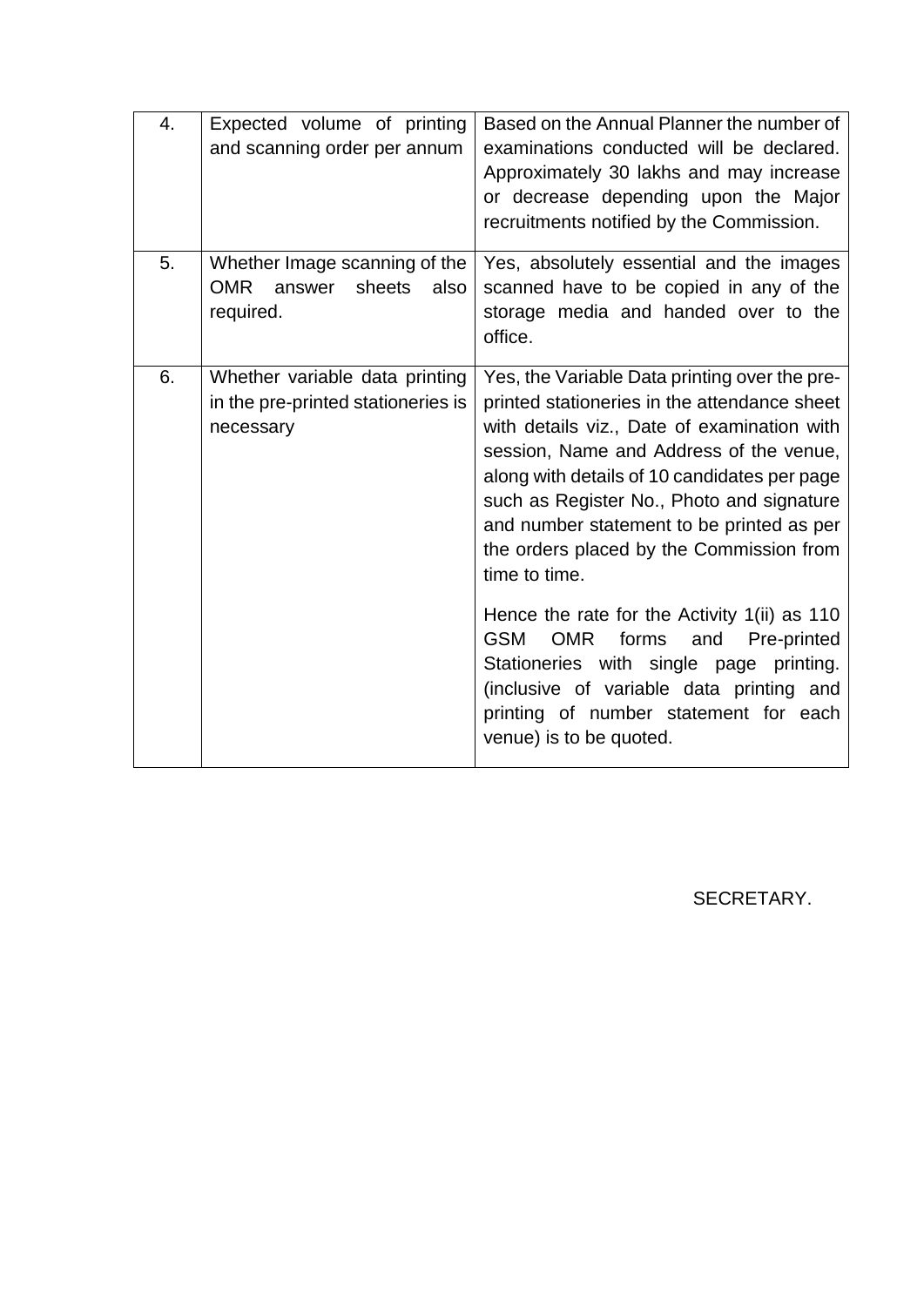| | | |
|---|---|---|
| 4. | Expected volume of printing and scanning order per annum | Based on the Annual Planner the number of examinations conducted will be declared. Approximately 30 lakhs and may increase or decrease depending upon the Major recruitments notified by the Commission. |
| 5. | Whether Image scanning of the OMR answer sheets also required. | Yes, absolutely essential and the images scanned have to be copied in any of the storage media and handed over to the office. |
| 6. | Whether variable data printing in the pre-printed stationeries is necessary | Yes, the Variable Data printing over the pre-printed stationeries in the attendance sheet with details viz., Date of examination with session, Name and Address of the venue, along with details of 10 candidates per page such as Register No., Photo and signature and number statement to be printed as per the orders placed by the Commission from time to time.<br><br>Hence the rate for the Activity 1(ii) as 110 GSM OMR forms and Pre-printed Stationeries with single page printing. (inclusive of variable data printing and printing of number statement for each venue) is to be quoted. |

SECRETARY.